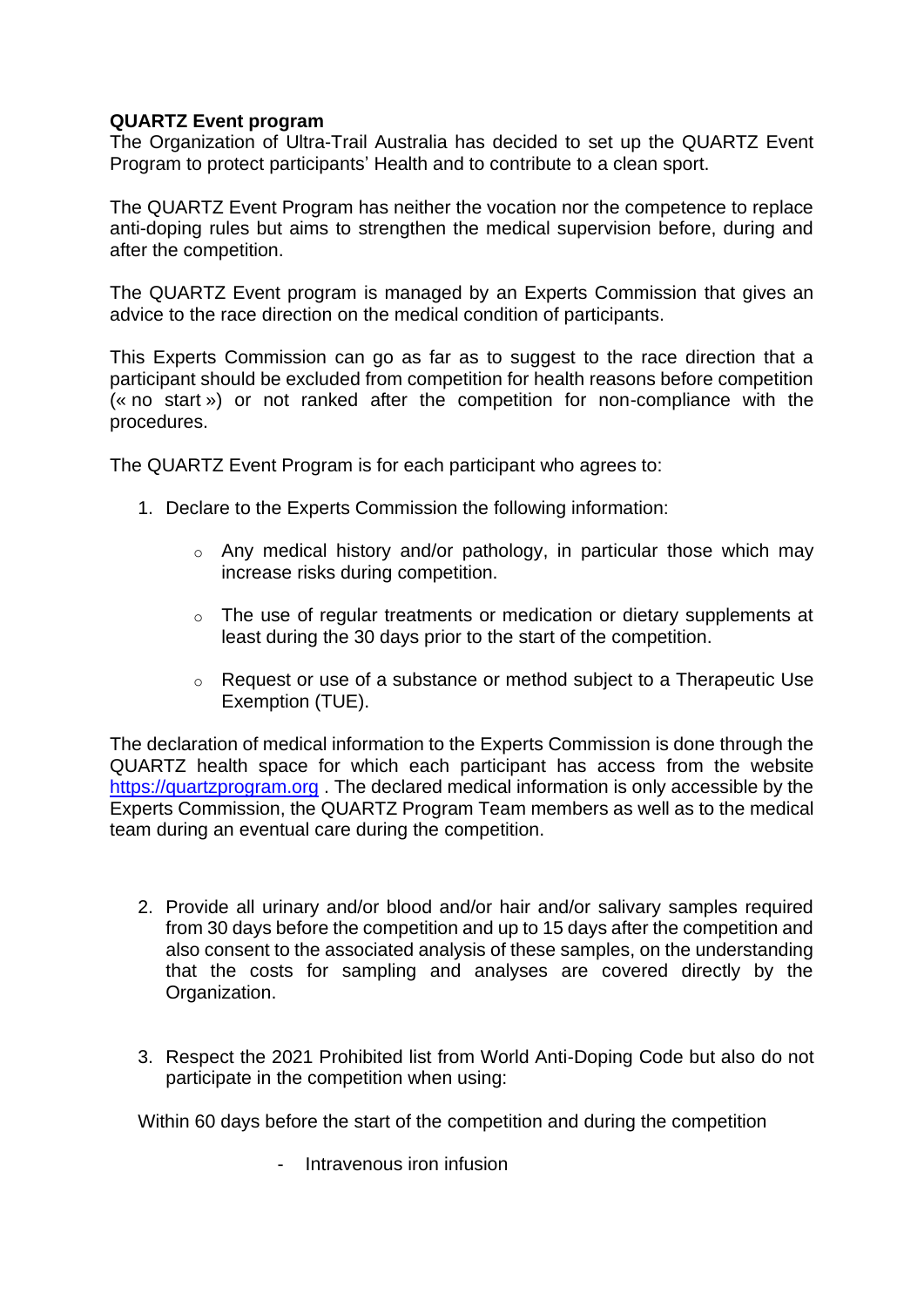**QUARTZ Event program**

The Organization of Ultra-Trail Australia has decided to set up the QUARTZ Event Program to protect participants' Health and to contribute to a clean sport.

The QUARTZ Event Program has neither the vocation nor the competence to replace anti-doping rules but aims to strengthen the medical supervision before, during and after the competition.

The QUARTZ Event program is managed by an Experts Commission that gives an advice to the race direction on the medical condition of participants.

This Experts Commission can go as far as to suggest to the race direction that a participant should be excluded from competition for health reasons before competition (« no start ») or not ranked after the competition for non-compliance with the procedures.

The QUARTZ Event Program is for each participant who agrees to:

1. Declare to the Experts Commission the following information:

   - Any medical history and/or pathology, in particular those which may increase risks during competition.
   - The use of regular treatments or medication or dietary supplements at least during the 30 days prior to the start of the competition.
   - Request or use of a substance or method subject to a Therapeutic Use Exemption (TUE).

The declaration of medical information to the Experts Commission is done through the QUARTZ health space for which each participant has access from the website [https://quartzprogram.org](https://quartzprogram.org) . The declared medical information is only accessible by the Experts Commission, the QUARTZ Program Team members as well as to the medical team during an eventual care during the competition.

2. Provide all urinary and/or blood and/or hair and/or salivary samples required from 30 days before the competition and up to 15 days after the competition and also consent to the associated analysis of these samples, on the understanding that the costs for sampling and analyses are covered directly by the Organization.

3. Respect the 2021 Prohibited list from World Anti-Doping Code but also do not participate in the competition when using:

Within 60 days before the start of the competition and during the competition

- Intravenous iron infusion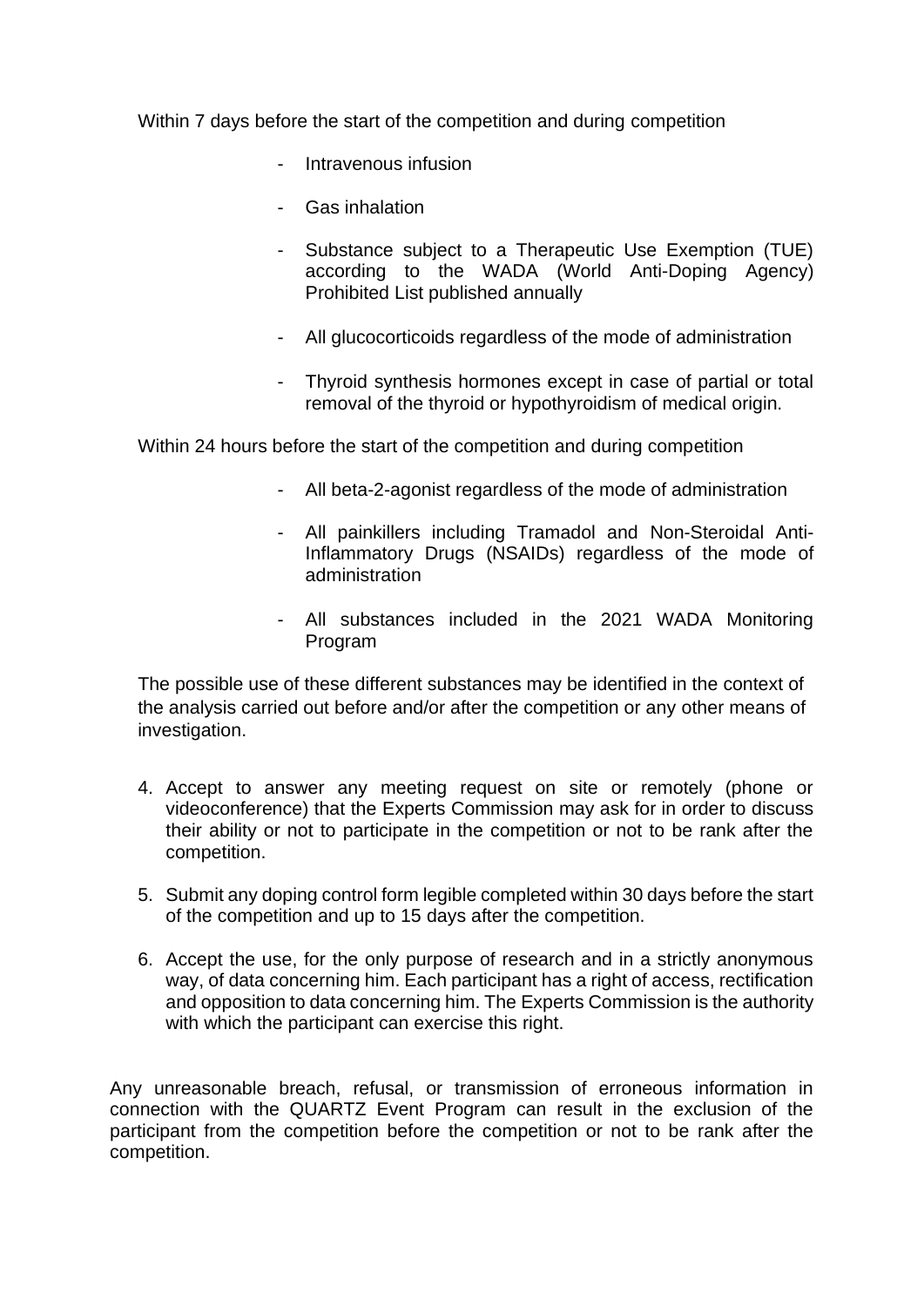Within 7 days before the start of the competition and during competition

- Intravenous infusion
- Gas inhalation
- Substance subject to a Therapeutic Use Exemption (TUE) according to the WADA (World Anti-Doping Agency) Prohibited List published annually
- All glucocorticoids regardless of the mode of administration
- Thyroid synthesis hormones except in case of partial or total removal of the thyroid or hypothyroidism of medical origin.

Within 24 hours before the start of the competition and during competition

- All beta-2-agonist regardless of the mode of administration
- All painkillers including Tramadol and Non-Steroidal Anti-Inflammatory Drugs (NSAIDs) regardless of the mode of administration
- All substances included in the 2021 WADA Monitoring Program

The possible use of these different substances may be identified in the context of the analysis carried out before and/or after the competition or any other means of investigation.

4. Accept to answer any meeting request on site or remotely (phone or videoconference) that the Experts Commission may ask for in order to discuss their ability or not to participate in the competition or not to be rank after the competition.
5. Submit any doping control form legible completed within 30 days before the start of the competition and up to 15 days after the competition.
6. Accept the use, for the only purpose of research and in a strictly anonymous way, of data concerning him. Each participant has a right of access, rectification and opposition to data concerning him. The Experts Commission is the authority with which the participant can exercise this right.

Any unreasonable breach, refusal, or transmission of erroneous information in connection with the QUARTZ Event Program can result in the exclusion of the participant from the competition before the competition or not to be rank after the competition.